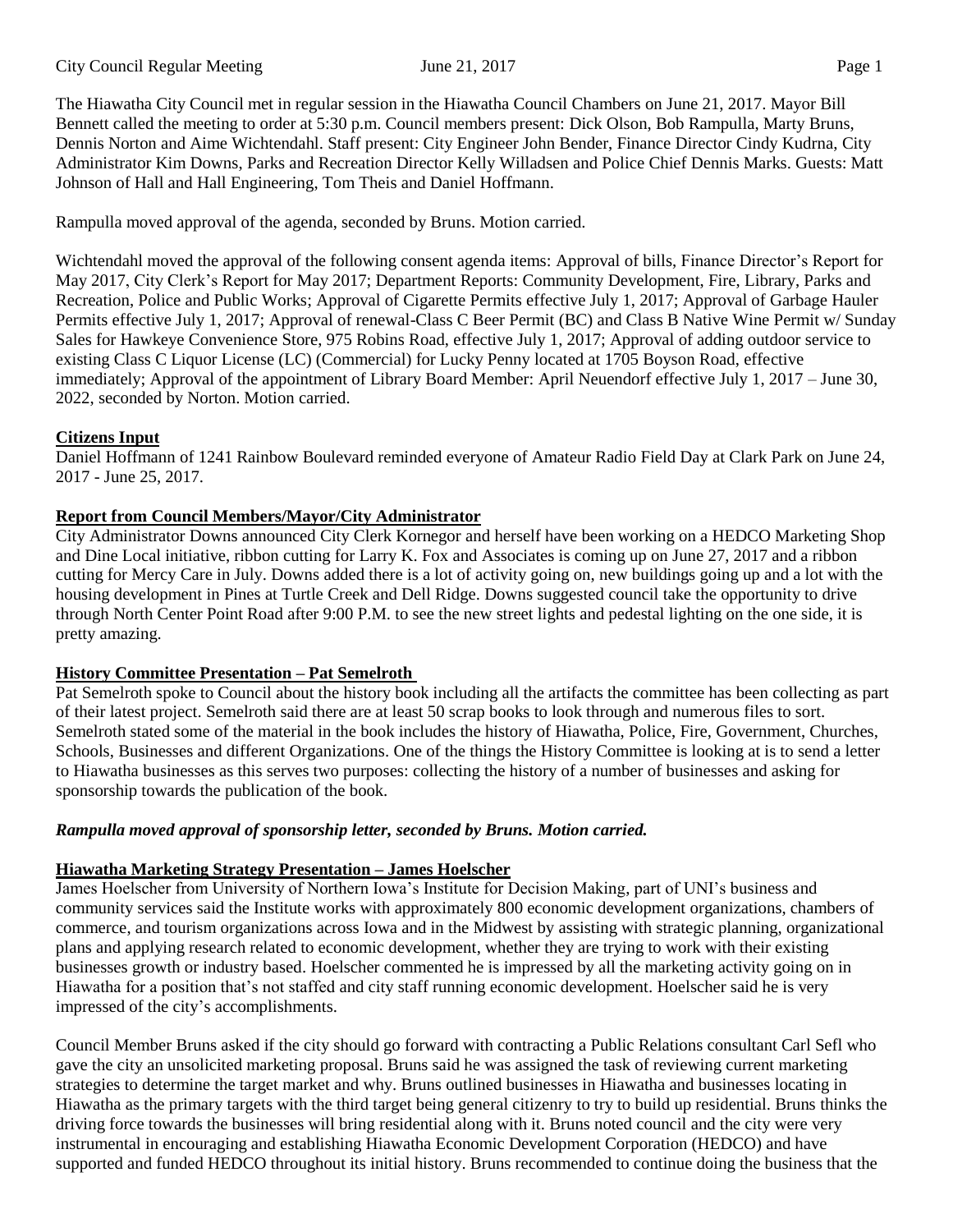The Hiawatha City Council met in regular session in the Hiawatha Council Chambers on June 21, 2017. Mayor Bill Bennett called the meeting to order at 5:30 p.m. Council members present: Dick Olson, Bob Rampulla, Marty Bruns, Dennis Norton and Aime Wichtendahl. Staff present: City Engineer John Bender, Finance Director Cindy Kudrna, City Administrator Kim Downs, Parks and Recreation Director Kelly Willadsen and Police Chief Dennis Marks. Guests: Matt Johnson of Hall and Hall Engineering, Tom Theis and Daniel Hoffmann.

Rampulla moved approval of the agenda, seconded by Bruns. Motion carried.

Wichtendahl moved the approval of the following consent agenda items: Approval of bills, Finance Director's Report for May 2017, City Clerk's Report for May 2017; Department Reports: Community Development, Fire, Library, Parks and Recreation, Police and Public Works; Approval of Cigarette Permits effective July 1, 2017; Approval of Garbage Hauler Permits effective July 1, 2017; Approval of renewal-Class C Beer Permit (BC) and Class B Native Wine Permit w/ Sunday Sales for Hawkeye Convenience Store, 975 Robins Road, effective July 1, 2017; Approval of adding outdoor service to existing Class C Liquor License (LC) (Commercial) for Lucky Penny located at 1705 Boyson Road, effective immediately; Approval of the appointment of Library Board Member: April Neuendorf effective July 1, 2017 – June 30, 2022, seconded by Norton. Motion carried.

**Citizens Input**

Daniel Hoffmann of 1241 Rainbow Boulevard reminded everyone of Amateur Radio Field Day at Clark Park on June 24, 2017 - June 25, 2017.

**Report from Council Members/Mayor/City Administrator**

City Administrator Downs announced City Clerk Kornegor and herself have been working on a HEDCO Marketing Shop and Dine Local initiative, ribbon cutting for Larry K. Fox and Associates is coming up on June 27, 2017 and a ribbon cutting for Mercy Care in July. Downs added there is a lot of activity going on, new buildings going up and a lot with the housing development in Pines at Turtle Creek and Dell Ridge. Downs suggested council take the opportunity to drive through North Center Point Road after 9:00 P.M. to see the new street lights and pedestal lighting on the one side, it is pretty amazing.

**History Committee Presentation – Pat Semelroth**

Pat Semelroth spoke to Council about the history book including all the artifacts the committee has been collecting as part of their latest project. Semelroth said there are at least 50 scrap books to look through and numerous files to sort. Semelroth stated some of the material in the book includes the history of Hiawatha, Police, Fire, Government, Churches, Schools, Businesses and different Organizations. One of the things the History Committee is looking at is to send a letter to Hiawatha businesses as this serves two purposes: collecting the history of a number of businesses and asking for sponsorship towards the publication of the book.

***Rampulla moved approval of sponsorship letter, seconded by Bruns. Motion carried.***

**Hiawatha Marketing Strategy Presentation – James Hoelscher**

James Hoelscher from University of Northern Iowa's Institute for Decision Making, part of UNI's business and community services said the Institute works with approximately 800 economic development organizations, chambers of commerce, and tourism organizations across Iowa and in the Midwest by assisting with strategic planning, organizational plans and applying research related to economic development, whether they are trying to work with their existing businesses growth or industry based. Hoelscher commented he is impressed by all the marketing activity going on in Hiawatha for a position that's not staffed and city staff running economic development. Hoelscher said he is very impressed of the city's accomplishments.

Council Member Bruns asked if the city should go forward with contracting a Public Relations consultant Carl Sefl who gave the city an unsolicited marketing proposal. Bruns said he was assigned the task of reviewing current marketing strategies to determine the target market and why. Bruns outlined businesses in Hiawatha and businesses locating in Hiawatha as the primary targets with the third target being general citizenry to try to build up residential. Bruns thinks the driving force towards the businesses will bring residential along with it. Bruns noted council and the city were very instrumental in encouraging and establishing Hiawatha Economic Development Corporation (HEDCO) and have supported and funded HEDCO throughout its initial history. Bruns recommended to continue doing the business that the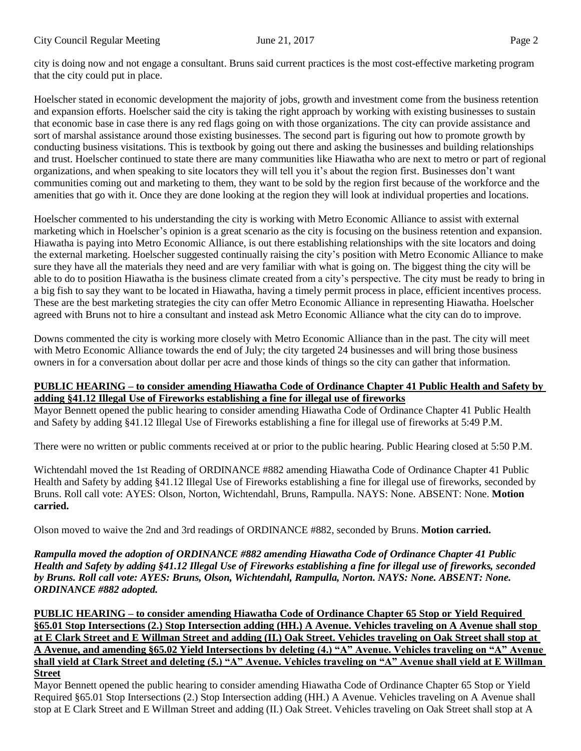city is doing now and not engage a consultant. Bruns said current practices is the most cost-effective marketing program that the city could put in place.

Hoelscher stated in economic development the majority of jobs, growth and investment come from the business retention and expansion efforts. Hoelscher said the city is taking the right approach by working with existing businesses to sustain that economic base in case there is any red flags going on with those organizations. The city can provide assistance and sort of marshal assistance around those existing businesses. The second part is figuring out how to promote growth by conducting business visitations. This is textbook by going out there and asking the businesses and building relationships and trust. Hoelscher continued to state there are many communities like Hiawatha who are next to metro or part of regional organizations, and when speaking to site locators they will tell you it's about the region first. Businesses don't want communities coming out and marketing to them, they want to be sold by the region first because of the workforce and the amenities that go with it. Once they are done looking at the region they will look at individual properties and locations.

Hoelscher commented to his understanding the city is working with Metro Economic Alliance to assist with external marketing which in Hoelscher's opinion is a great scenario as the city is focusing on the business retention and expansion. Hiawatha is paying into Metro Economic Alliance, is out there establishing relationships with the site locators and doing the external marketing. Hoelscher suggested continually raising the city's position with Metro Economic Alliance to make sure they have all the materials they need and are very familiar with what is going on. The biggest thing the city will be able to do to position Hiawatha is the business climate created from a city's perspective. The city must be ready to bring in a big fish to say they want to be located in Hiawatha, having a timely permit process in place, efficient incentives process. These are the best marketing strategies the city can offer Metro Economic Alliance in representing Hiawatha. Hoelscher agreed with Bruns not to hire a consultant and instead ask Metro Economic Alliance what the city can do to improve.

Downs commented the city is working more closely with Metro Economic Alliance than in the past. The city will meet with Metro Economic Alliance towards the end of July; the city targeted 24 businesses and will bring those business owners in for a conversation about dollar per acre and those kinds of things so the city can gather that information.

**PUBLIC HEARING – to consider amending Hiawatha Code of Ordinance Chapter 41 Public Health and Safety by adding §41.12 Illegal Use of Fireworks establishing a fine for illegal use of fireworks**

Mayor Bennett opened the public hearing to consider amending Hiawatha Code of Ordinance Chapter 41 Public Health and Safety by adding §41.12 Illegal Use of Fireworks establishing a fine for illegal use of fireworks at 5:49 P.M.

There were no written or public comments received at or prior to the public hearing. Public Hearing closed at 5:50 P.M.

Wichtendahl moved the 1st Reading of ORDINANCE #882 amending Hiawatha Code of Ordinance Chapter 41 Public Health and Safety by adding §41.12 Illegal Use of Fireworks establishing a fine for illegal use of fireworks, seconded by Bruns. Roll call vote: AYES: Olson, Norton, Wichtendahl, Bruns, Rampulla. NAYS: None. ABSENT: None. **Motion carried.**

Olson moved to waive the 2nd and 3rd readings of ORDINANCE #882, seconded by Bruns. **Motion carried.**

***Rampulla moved the adoption of ORDINANCE #882 amending Hiawatha Code of Ordinance Chapter 41 Public Health and Safety by adding §41.12 Illegal Use of Fireworks establishing a fine for illegal use of fireworks, seconded by Bruns. Roll call vote: AYES: Bruns, Olson, Wichtendahl, Rampulla, Norton. NAYS: None. ABSENT: None. ORDINANCE #882 adopted.***

**PUBLIC HEARING – to consider amending Hiawatha Code of Ordinance Chapter 65 Stop or Yield Required §65.01 Stop Intersections (2.) Stop Intersection adding (HH.) A Avenue. Vehicles traveling on A Avenue shall stop at E Clark Street and E Willman Street and adding (II.) Oak Street. Vehicles traveling on Oak Street shall stop at A Avenue, and amending §65.02 Yield Intersections by deleting (4.) "A" Avenue. Vehicles traveling on "A" Avenue shall yield at Clark Street and deleting (5.) "A" Avenue. Vehicles traveling on "A" Avenue shall yield at E Willman Street**

Mayor Bennett opened the public hearing to consider amending Hiawatha Code of Ordinance Chapter 65 Stop or Yield Required §65.01 Stop Intersections (2.) Stop Intersection adding (HH.) A Avenue. Vehicles traveling on A Avenue shall stop at E Clark Street and E Willman Street and adding (II.) Oak Street. Vehicles traveling on Oak Street shall stop at A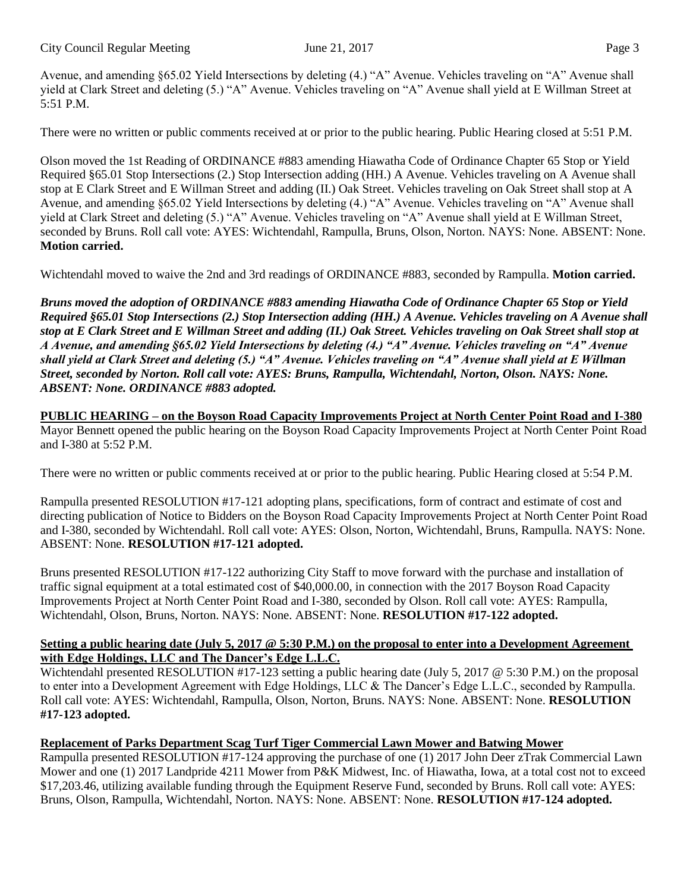Avenue, and amending §65.02 Yield Intersections by deleting (4.) "A" Avenue. Vehicles traveling on "A" Avenue shall yield at Clark Street and deleting (5.) "A" Avenue. Vehicles traveling on "A" Avenue shall yield at E Willman Street at 5:51 P.M.

There were no written or public comments received at or prior to the public hearing. Public Hearing closed at 5:51 P.M.

Olson moved the 1st Reading of ORDINANCE #883 amending Hiawatha Code of Ordinance Chapter 65 Stop or Yield Required §65.01 Stop Intersections (2.) Stop Intersection adding (HH.) A Avenue. Vehicles traveling on A Avenue shall stop at E Clark Street and E Willman Street and adding (II.) Oak Street. Vehicles traveling on Oak Street shall stop at A Avenue, and amending §65.02 Yield Intersections by deleting (4.) "A" Avenue. Vehicles traveling on "A" Avenue shall yield at Clark Street and deleting (5.) "A" Avenue. Vehicles traveling on "A" Avenue shall yield at E Willman Street, seconded by Bruns. Roll call vote: AYES: Wichtendahl, Rampulla, Bruns, Olson, Norton. NAYS: None. ABSENT: None. **Motion carried.**

Wichtendahl moved to waive the 2nd and 3rd readings of ORDINANCE #883, seconded by Rampulla. **Motion carried.**

***Bruns moved the adoption of ORDINANCE #883 amending Hiawatha Code of Ordinance Chapter 65 Stop or Yield Required §65.01 Stop Intersections (2.) Stop Intersection adding (HH.) A Avenue. Vehicles traveling on A Avenue shall stop at E Clark Street and E Willman Street and adding (II.) Oak Street. Vehicles traveling on Oak Street shall stop at A Avenue, and amending §65.02 Yield Intersections by deleting (4.) "A" Avenue. Vehicles traveling on "A" Avenue shall yield at Clark Street and deleting (5.) "A" Avenue. Vehicles traveling on "A" Avenue shall yield at E Willman Street, seconded by Norton. Roll call vote: AYES: Bruns, Rampulla, Wichtendahl, Norton, Olson. NAYS: None. ABSENT: None. ORDINANCE #883 adopted.***

**PUBLIC HEARING – on the Boyson Road Capacity Improvements Project at North Center Point Road and I-380**

Mayor Bennett opened the public hearing on the Boyson Road Capacity Improvements Project at North Center Point Road and I-380 at 5:52 P.M.

There were no written or public comments received at or prior to the public hearing. Public Hearing closed at 5:54 P.M.

Rampulla presented RESOLUTION #17-121 adopting plans, specifications, form of contract and estimate of cost and directing publication of Notice to Bidders on the Boyson Road Capacity Improvements Project at North Center Point Road and I-380, seconded by Wichtendahl. Roll call vote: AYES: Olson, Norton, Wichtendahl, Bruns, Rampulla. NAYS: None. ABSENT: None. **RESOLUTION #17-121 adopted.**

Bruns presented RESOLUTION #17-122 authorizing City Staff to move forward with the purchase and installation of traffic signal equipment at a total estimated cost of $40,000.00, in connection with the 2017 Boyson Road Capacity Improvements Project at North Center Point Road and I-380, seconded by Olson. Roll call vote: AYES: Rampulla, Wichtendahl, Olson, Bruns, Norton. NAYS: None. ABSENT: None. **RESOLUTION #17-122 adopted.**

**Setting a public hearing date (July 5, 2017 @ 5:30 P.M.) on the proposal to enter into a Development Agreement with Edge Holdings, LLC and The Dancer's Edge L.L.C.**

Wichtendahl presented RESOLUTION #17-123 setting a public hearing date (July 5, 2017 @ 5:30 P.M.) on the proposal to enter into a Development Agreement with Edge Holdings, LLC & The Dancer's Edge L.L.C., seconded by Rampulla. Roll call vote: AYES: Wichtendahl, Rampulla, Olson, Norton, Bruns. NAYS: None. ABSENT: None. **RESOLUTION #17-123 adopted.**

**Replacement of Parks Department Scag Turf Tiger Commercial Lawn Mower and Batwing Mower**

Rampulla presented RESOLUTION #17-124 approving the purchase of one (1) 2017 John Deer zTrak Commercial Lawn Mower and one (1) 2017 Landpride 4211 Mower from P&K Midwest, Inc. of Hiawatha, Iowa, at a total cost not to exceed $17,203.46, utilizing available funding through the Equipment Reserve Fund, seconded by Bruns. Roll call vote: AYES: Bruns, Olson, Rampulla, Wichtendahl, Norton. NAYS: None. ABSENT: None. **RESOLUTION #17-124 adopted.**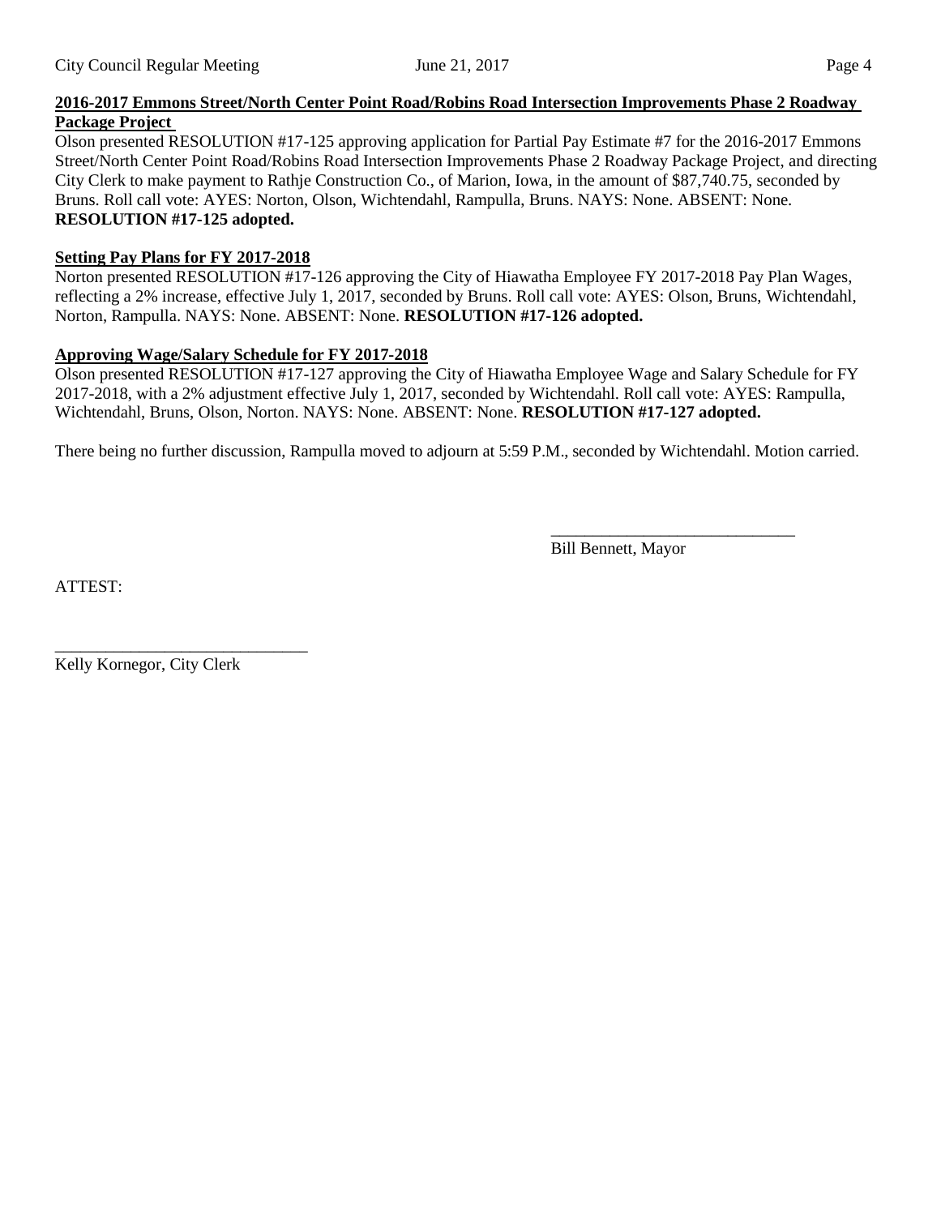**2016-2017 Emmons Street/North Center Point Road/Robins Road Intersection Improvements Phase 2 Roadway Package Project**

Olson presented RESOLUTION #17-125 approving application for Partial Pay Estimate #7 for the 2016-2017 Emmons Street/North Center Point Road/Robins Road Intersection Improvements Phase 2 Roadway Package Project, and directing City Clerk to make payment to Rathje Construction Co., of Marion, Iowa, in the amount of $87,740.75, seconded by Bruns. Roll call vote: AYES: Norton, Olson, Wichtendahl, Rampulla, Bruns. NAYS: None. ABSENT: None. **RESOLUTION #17-125 adopted.**

**Setting Pay Plans for FY 2017-2018**

Norton presented RESOLUTION #17-126 approving the City of Hiawatha Employee FY 2017-2018 Pay Plan Wages, reflecting a 2% increase, effective July 1, 2017, seconded by Bruns. Roll call vote: AYES: Olson, Bruns, Wichtendahl, Norton, Rampulla. NAYS: None. ABSENT: None. **RESOLUTION #17-126 adopted.**

**Approving Wage/Salary Schedule for FY 2017-2018**

Olson presented RESOLUTION #17-127 approving the City of Hiawatha Employee Wage and Salary Schedule for FY 2017-2018, with a 2% adjustment effective July 1, 2017, seconded by Wichtendahl. Roll call vote: AYES: Rampulla, Wichtendahl, Bruns, Olson, Norton. NAYS: None. ABSENT: None. **RESOLUTION #17-127 adopted.**

There being no further discussion, Rampulla moved to adjourn at 5:59 P.M., seconded by Wichtendahl. Motion carried.

______________________________
Bill Bennett, Mayor

ATTEST:

______________________________
Kelly Kornegor, City Clerk